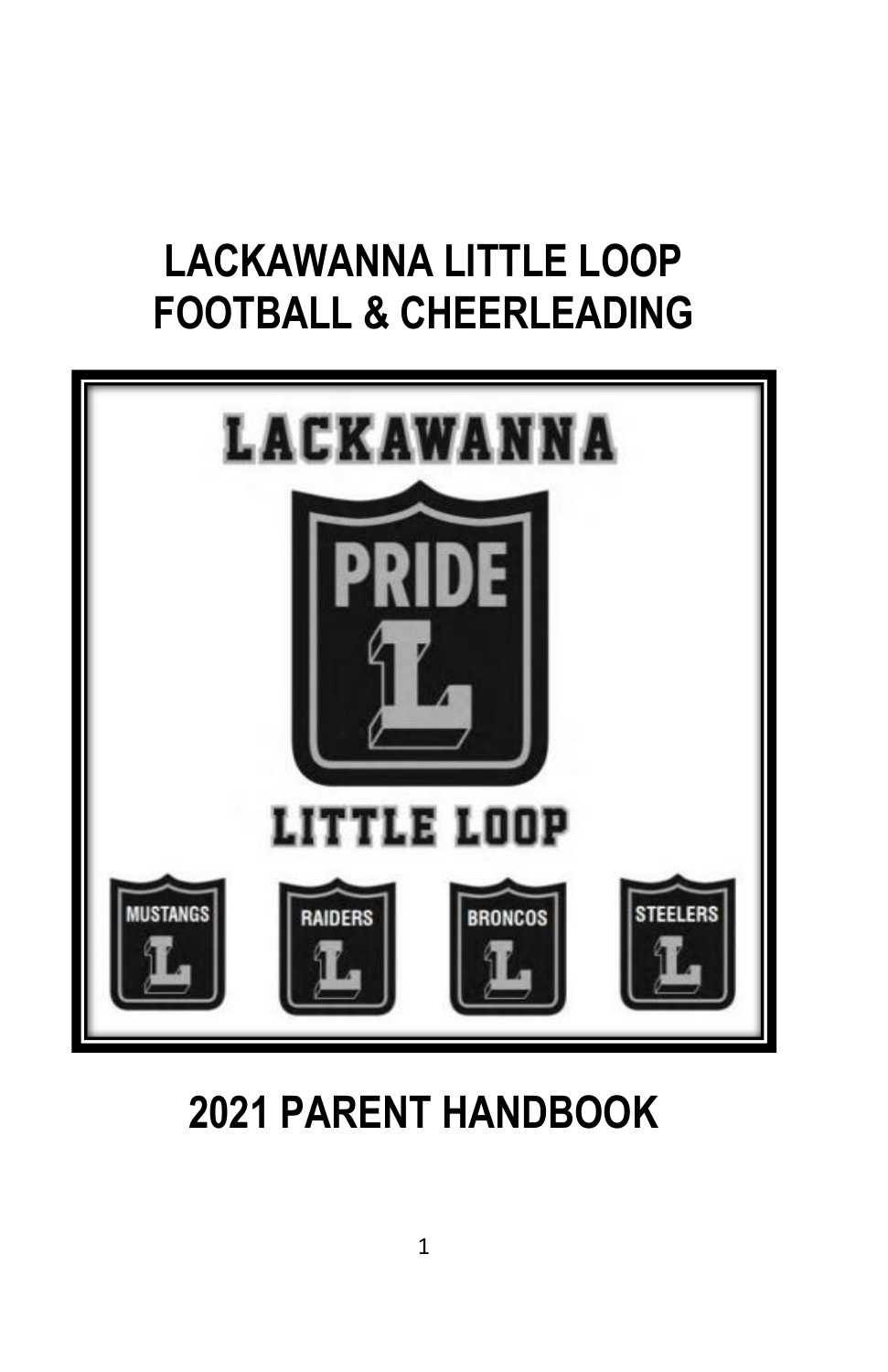# LACKAWANNA LITTLE LOOP FOOTBALL & CHEERLEADING

LACKAWANNA

PRIDE

L

LITTLE LOOP

MUSTANGS | RAIDERS | BRONCOS | STEELERS

# 2021 PARENT HANDBOOK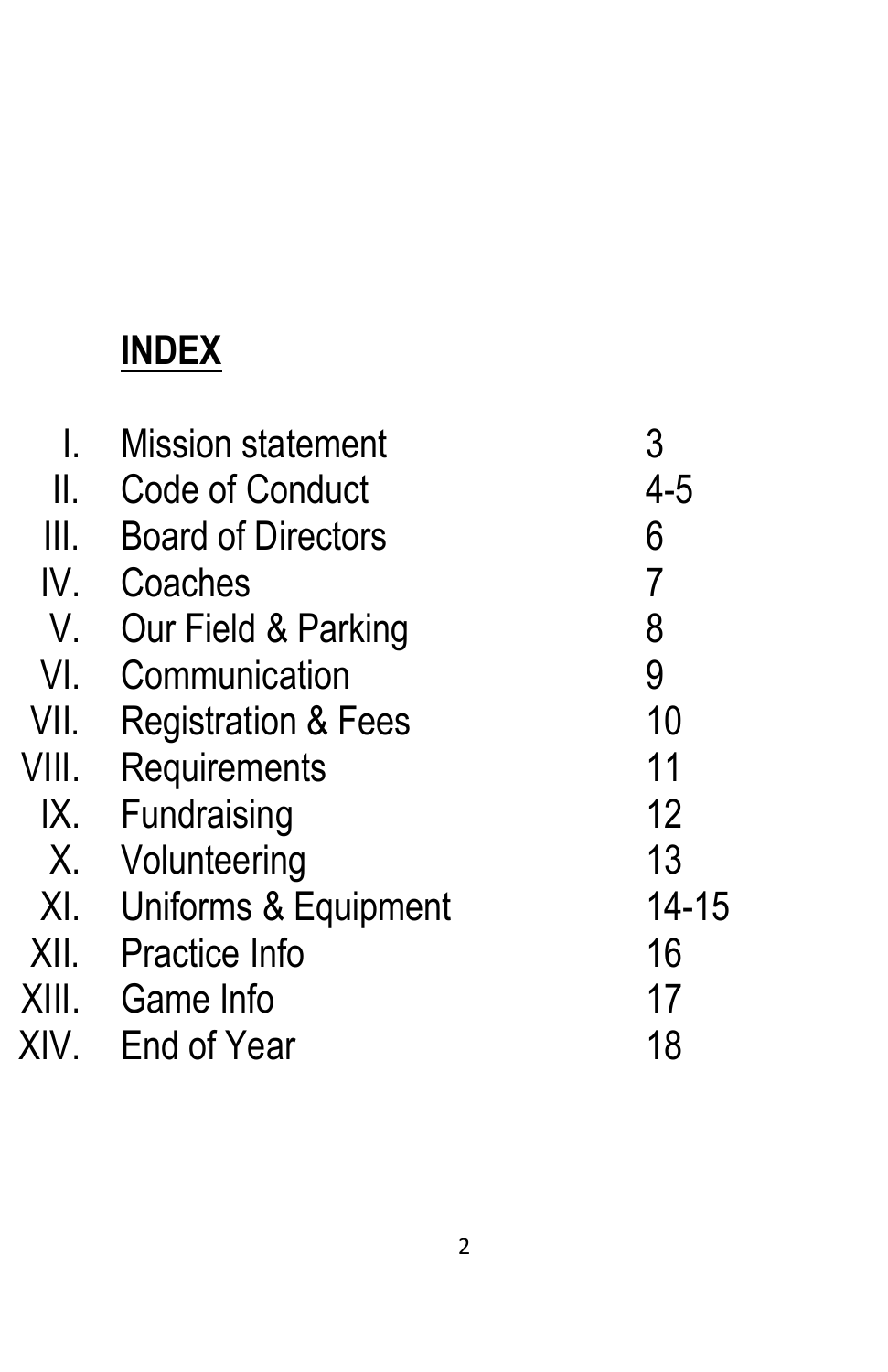# INDEX

| | | |
|---|---|---|
| I. | Mission statement | 3 |
| II. | Code of Conduct | 4-5 |
| III. | Board of Directors | 6 |
| IV. | Coaches | 7 |
| V. | Our Field & Parking | 8 |
| VI. | Communication | 9 |
| VII. | Registration & Fees | 10 |
| VIII. | Requirements | 11 |
| IX. | Fundraising | 12 |
| X. | Volunteering | 13 |
| XI. | Uniforms & Equipment | 14-15 |
| XII. | Practice Info | 16 |
| XIII. | Game Info | 17 |
| XIV. | End of Year | 18 |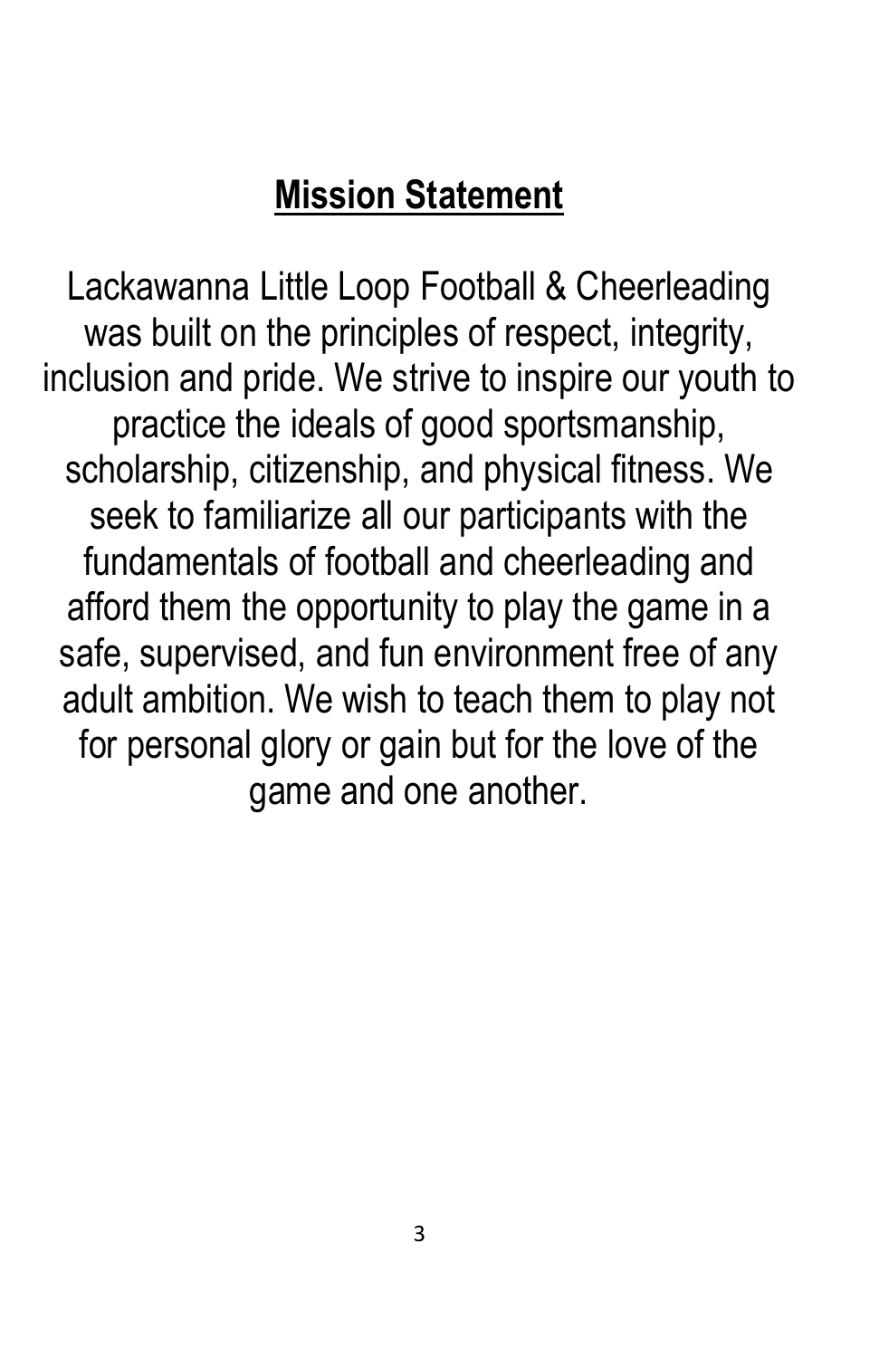## Mission Statement

Lackawanna Little Loop Football & Cheerleading was built on the principles of respect, integrity, inclusion and pride. We strive to inspire our youth to practice the ideals of good sportsmanship, scholarship, citizenship, and physical fitness. We seek to familiarize all our participants with the fundamentals of football and cheerleading and afford them the opportunity to play the game in a safe, supervised, and fun environment free of any adult ambition. We wish to teach them to play not for personal glory or gain but for the love of the game and one another.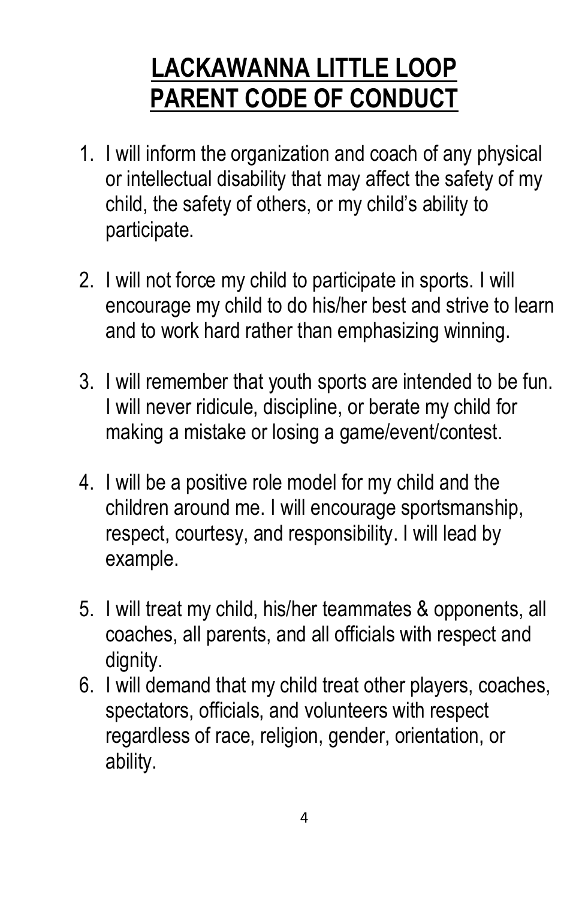# LACKAWANNA LITTLE LOOP PARENT CODE OF CONDUCT

1. I will inform the organization and coach of any physical or intellectual disability that may affect the safety of my child, the safety of others, or my child's ability to participate.

2. I will not force my child to participate in sports. I will encourage my child to do his/her best and strive to learn and to work hard rather than emphasizing winning.

3. I will remember that youth sports are intended to be fun. I will never ridicule, discipline, or berate my child for making a mistake or losing a game/event/contest.

4. I will be a positive role model for my child and the children around me. I will encourage sportsmanship, respect, courtesy, and responsibility. I will lead by example.

5. I will treat my child, his/her teammates & opponents, all coaches, all parents, and all officials with respect and dignity.
6. I will demand that my child treat other players, coaches, spectators, officials, and volunteers with respect regardless of race, religion, gender, orientation, or ability.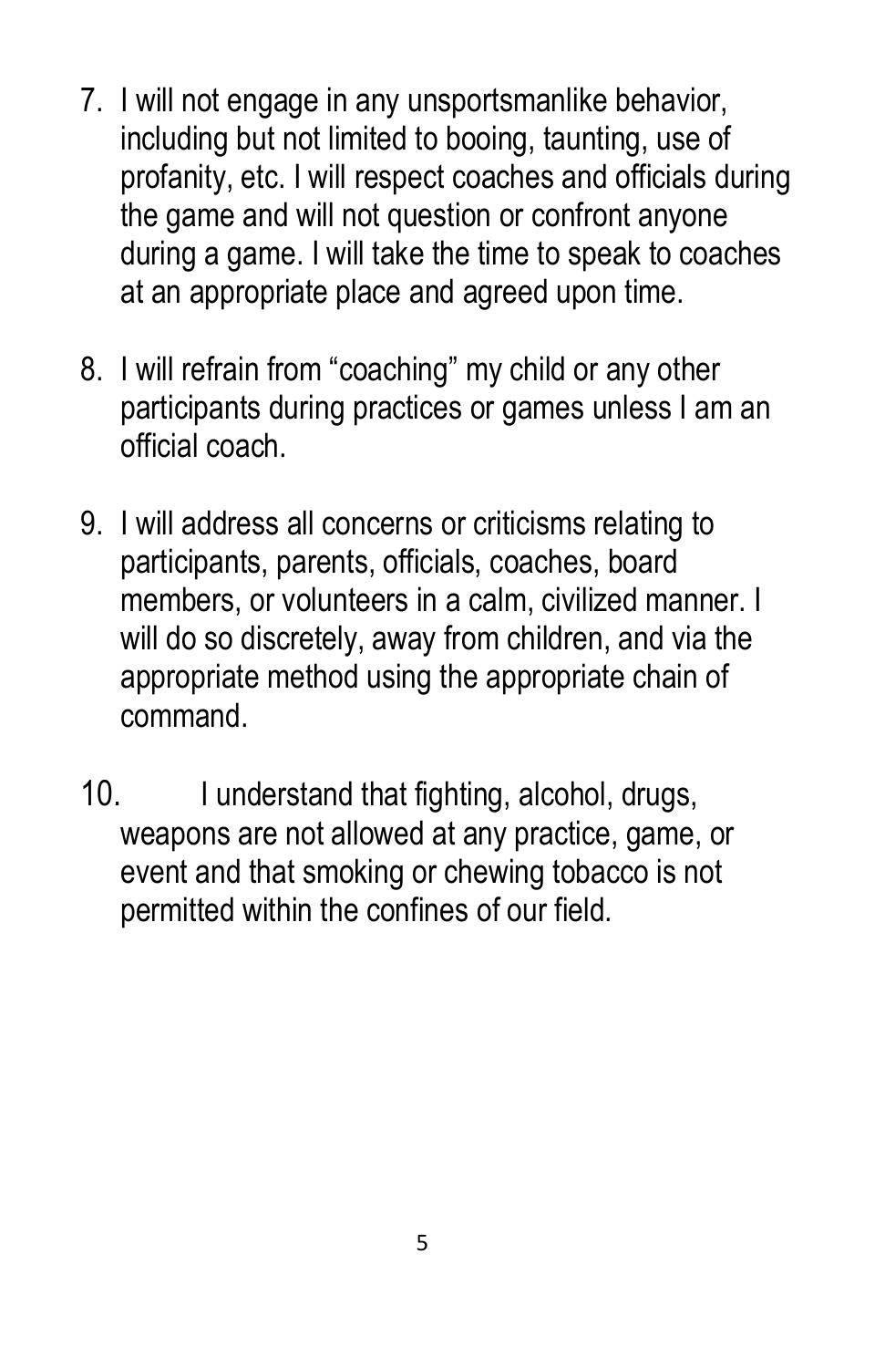7. I will not engage in any unsportsmanlike behavior, including but not limited to booing, taunting, use of profanity, etc. I will respect coaches and officials during the game and will not question or confront anyone during a game. I will take the time to speak to coaches at an appropriate place and agreed upon time.

8. I will refrain from "coaching" my child or any other participants during practices or games unless I am an official coach.

9. I will address all concerns or criticisms relating to participants, parents, officials, coaches, board members, or volunteers in a calm, civilized manner. I will do so discretely, away from children, and via the appropriate method using the appropriate chain of command.

10. I understand that fighting, alcohol, drugs, weapons are not allowed at any practice, game, or event and that smoking or chewing tobacco is not permitted within the confines of our field.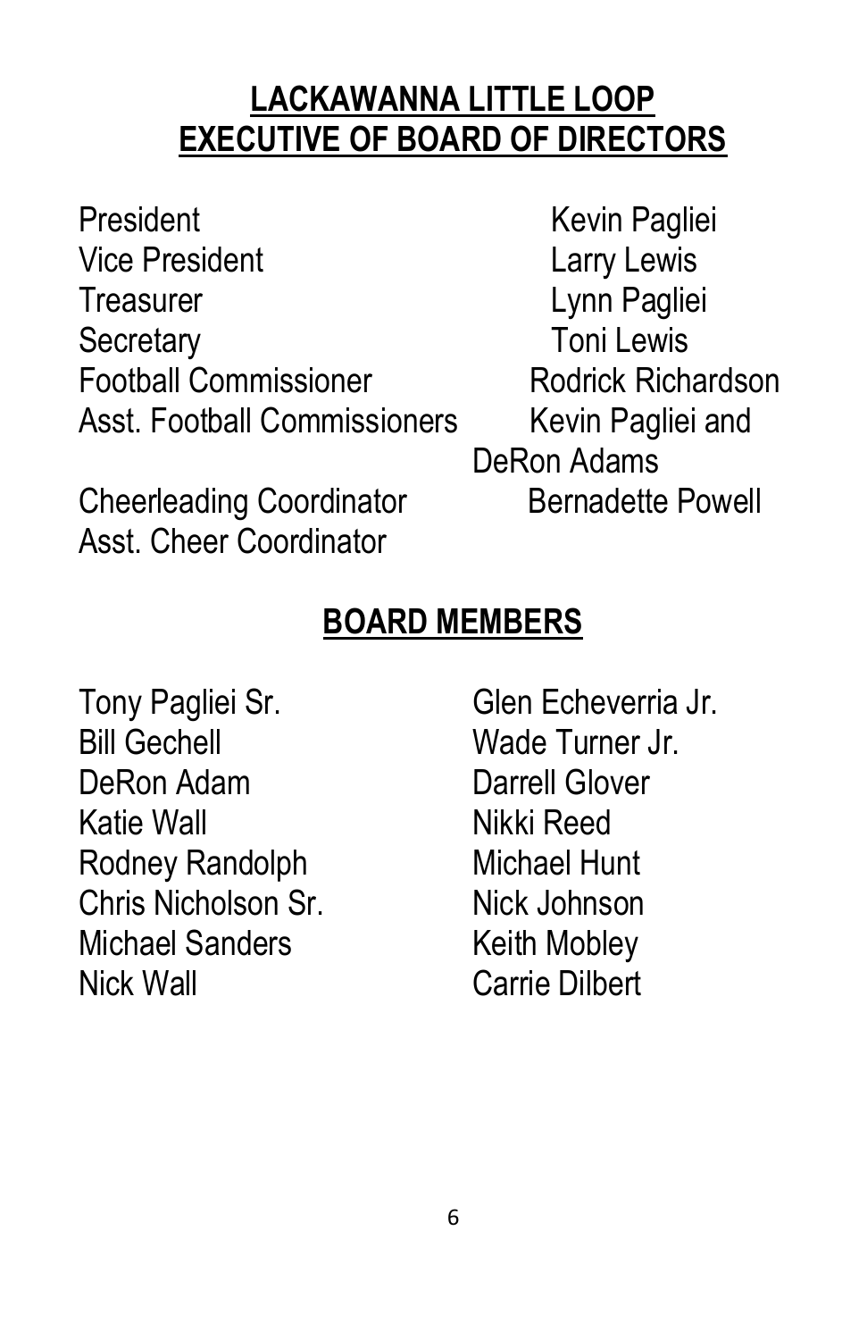## LACKAWANNA LITTLE LOOP
## EXECUTIVE OF BOARD OF DIRECTORS

| | |
|---|---|
| President | Kevin Pagliei |
| Vice President | Larry Lewis |
| Treasurer | Lynn Pagliei |
| Secretary | Toni Lewis |
| Football Commissioner | Rodrick Richardson |
| Asst. Football Commissioners | Kevin Pagliei and DeRon Adams |
| Cheerleading Coordinator | Bernadette Powell |
| Asst. Cheer Coordinator | |

## BOARD MEMBERS

| | |
|---|---|
| Tony Pagliei Sr. | Glen Echeverria Jr. |
| Bill Gechell | Wade Turner Jr. |
| DeRon Adam | Darrell Glover |
| Katie Wall | Nikki Reed |
| Rodney Randolph | Michael Hunt |
| Chris Nicholson Sr. | Nick Johnson |
| Michael Sanders | Keith Mobley |
| Nick Wall | Carrie Dilbert |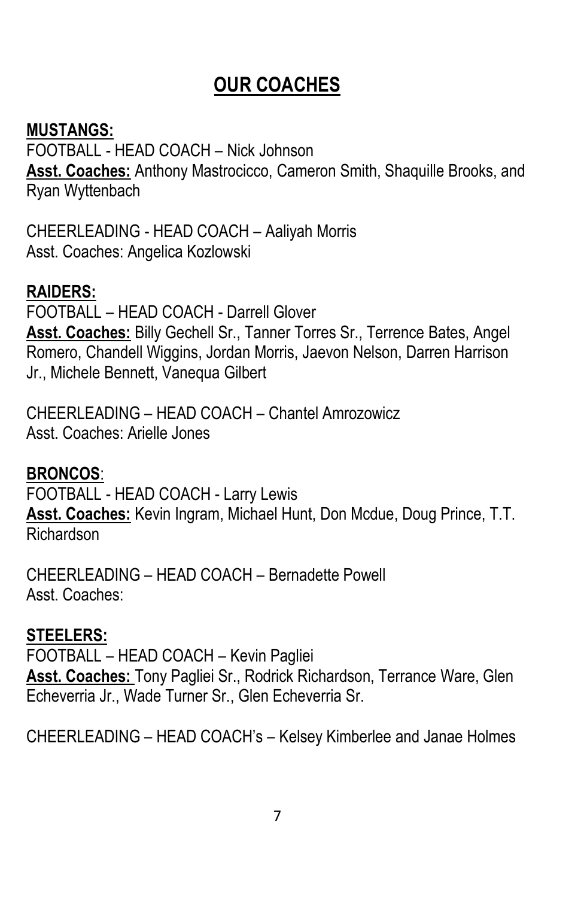# OUR COACHES

**MUSTANGS:**

FOOTBALL - HEAD COACH – Nick Johnson
**Asst. Coaches:** Anthony Mastrocicco, Cameron Smith, Shaquille Brooks, and Ryan Wyttenbach

CHEERLEADING - HEAD COACH – Aaliyah Morris
Asst. Coaches: Angelica Kozlowski

**RAIDERS:**

FOOTBALL – HEAD COACH - Darrell Glover
**Asst. Coaches:** Billy Gechell Sr., Tanner Torres Sr., Terrence Bates, Angel Romero, Chandell Wiggins, Jordan Morris, Jaevon Nelson, Darren Harrison Jr., Michele Bennett, Vanequa Gilbert

CHEERLEADING – HEAD COACH – Chantel Amrozowicz
Asst. Coaches: Arielle Jones

**BRONCOS**:

FOOTBALL - HEAD COACH - Larry Lewis
**Asst. Coaches:** Kevin Ingram, Michael Hunt, Don Mcdue, Doug Prince, T.T. Richardson

CHEERLEADING – HEAD COACH – Bernadette Powell
Asst. Coaches:

**STEELERS:**

FOOTBALL – HEAD COACH – Kevin Pagliei
**Asst. Coaches:** Tony Pagliei Sr., Rodrick Richardson, Terrance Ware, Glen Echeverria Jr., Wade Turner Sr., Glen Echeverria Sr.

CHEERLEADING – HEAD COACH's – Kelsey Kimberlee and Janae Holmes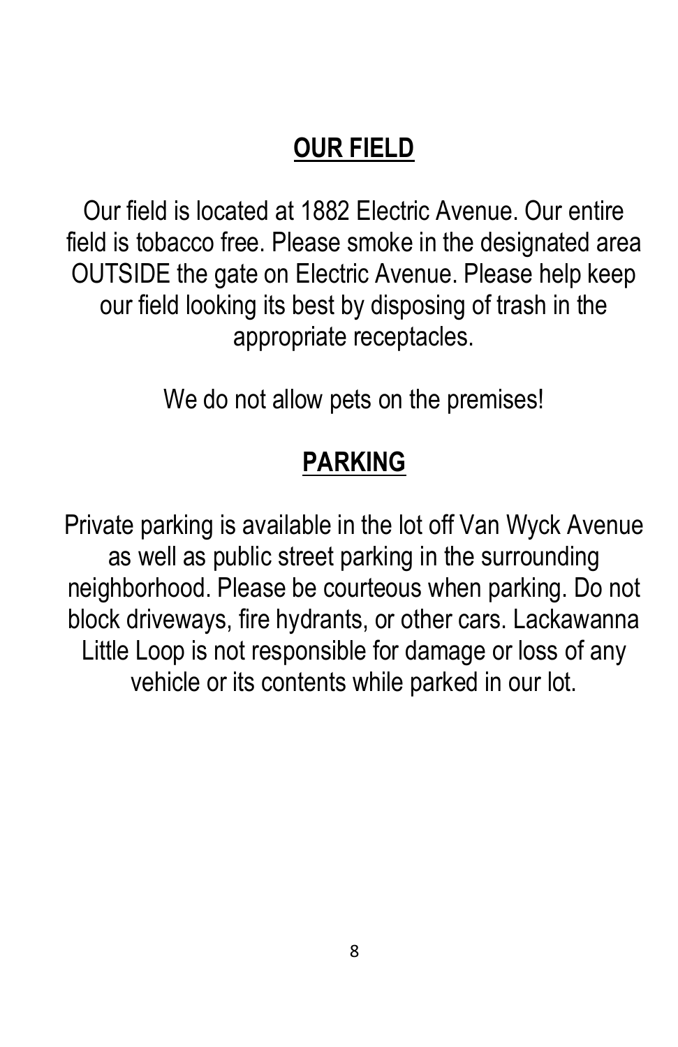## OUR FIELD

Our field is located at 1882 Electric Avenue. Our entire field is tobacco free. Please smoke in the designated area OUTSIDE the gate on Electric Avenue. Please help keep our field looking its best by disposing of trash in the appropriate receptacles.

We do not allow pets on the premises!

## PARKING

Private parking is available in the lot off Van Wyck Avenue as well as public street parking in the surrounding neighborhood. Please be courteous when parking. Do not block driveways, fire hydrants, or other cars. Lackawanna Little Loop is not responsible for damage or loss of any vehicle or its contents while parked in our lot.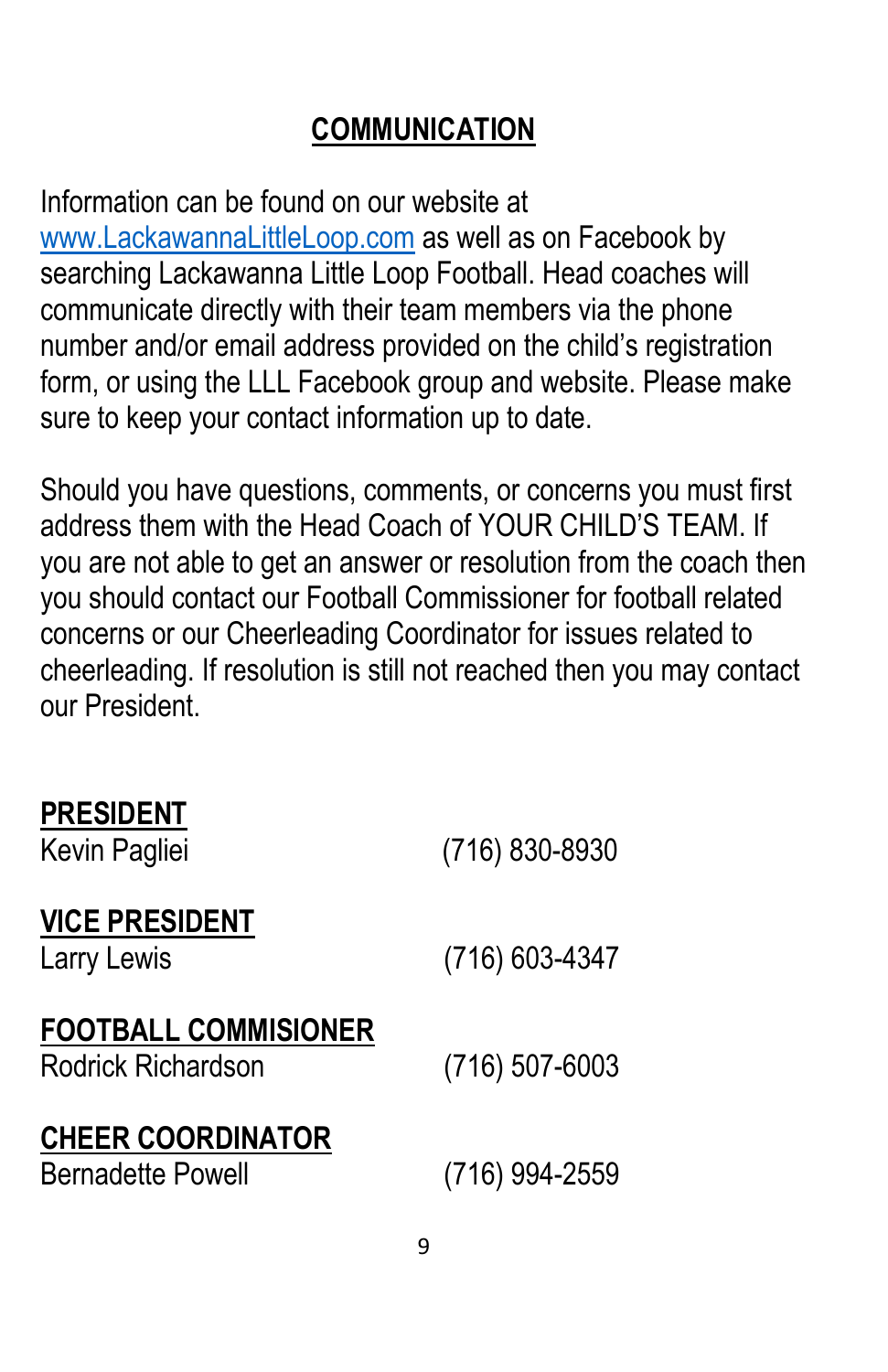## COMMUNICATION

Information can be found on our website at [www.LackawannaLittleLoop.com](http://www.LackawannaLittleLoop.com) as well as on Facebook by searching Lackawanna Little Loop Football. Head coaches will communicate directly with their team members via the phone number and/or email address provided on the child's registration form, or using the LLL Facebook group and website. Please make sure to keep your contact information up to date.

Should you have questions, comments, or concerns you must first address them with the Head Coach of YOUR CHILD'S TEAM. If you are not able to get an answer or resolution from the coach then you should contact our Football Commissioner for football related concerns or our Cheerleading Coordinator for issues related to cheerleading. If resolution is still not reached then you may contact our President.

**PRESIDENT**
Kevin Pagliei (716) 830-8930

**VICE PRESIDENT**
Larry Lewis (716) 603-4347

**FOOTBALL COMMISIONER**
Rodrick Richardson (716) 507-6003

**CHEER COORDINATOR**
Bernadette Powell (716) 994-2559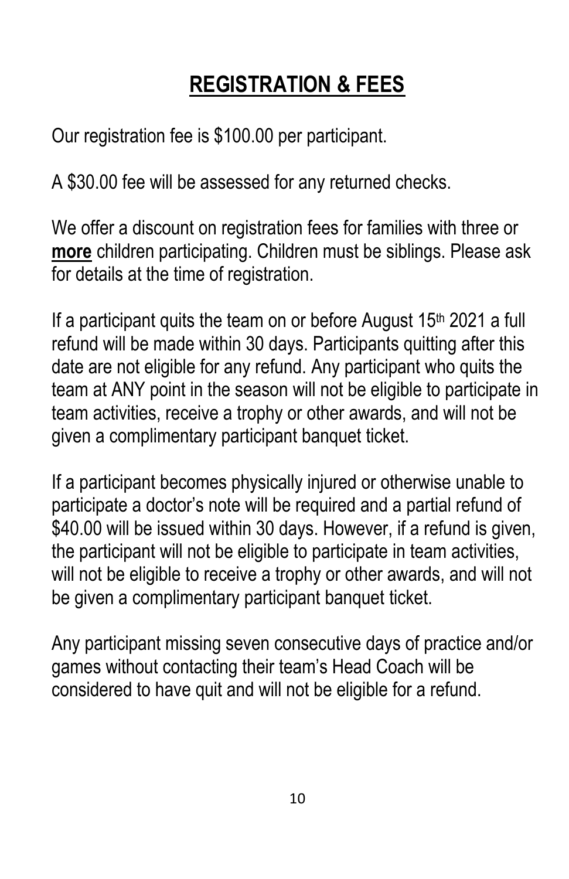# REGISTRATION & FEES

Our registration fee is $100.00 per participant.

A $30.00 fee will be assessed for any returned checks.

We offer a discount on registration fees for families with three or **more** children participating. Children must be siblings. Please ask for details at the time of registration.

If a participant quits the team on or before August 15th 2021 a full refund will be made within 30 days. Participants quitting after this date are not eligible for any refund. Any participant who quits the team at ANY point in the season will not be eligible to participate in team activities, receive a trophy or other awards, and will not be given a complimentary participant banquet ticket.

If a participant becomes physically injured or otherwise unable to participate a doctor's note will be required and a partial refund of $40.00 will be issued within 30 days. However, if a refund is given, the participant will not be eligible to participate in team activities, will not be eligible to receive a trophy or other awards, and will not be given a complimentary participant banquet ticket.

Any participant missing seven consecutive days of practice and/or games without contacting their team's Head Coach will be considered to have quit and will not be eligible for a refund.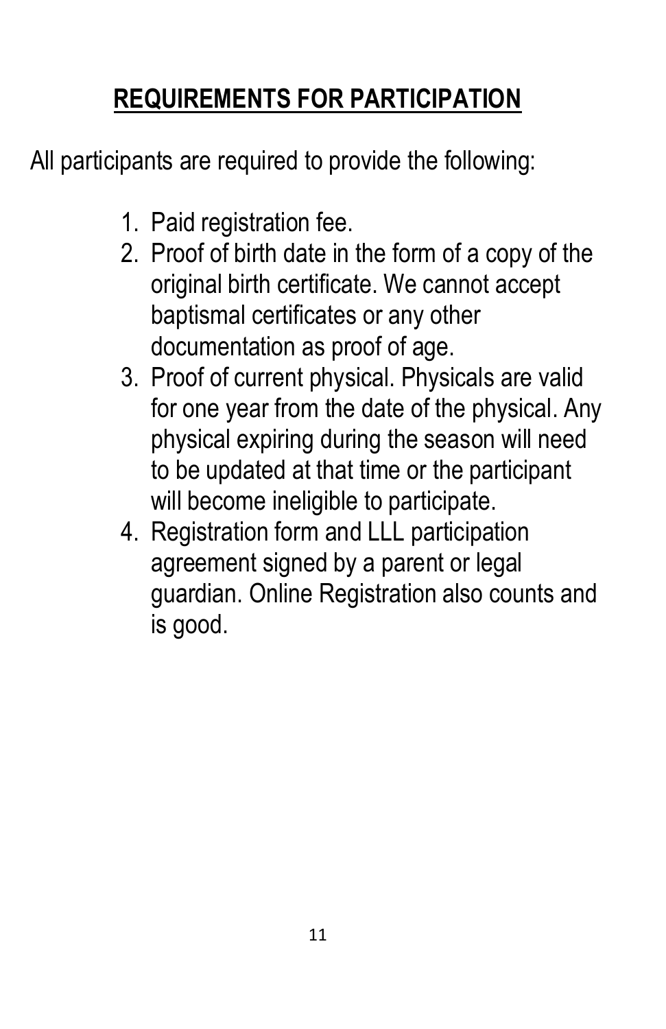## **REQUIREMENTS FOR PARTICIPATION**

All participants are required to provide the following:

1. Paid registration fee.
2. Proof of birth date in the form of a copy of the original birth certificate. We cannot accept baptismal certificates or any other documentation as proof of age.
3. Proof of current physical. Physicals are valid for one year from the date of the physical. Any physical expiring during the season will need to be updated at that time or the participant will become ineligible to participate.
4. Registration form and LLL participation agreement signed by a parent or legal guardian. Online Registration also counts and is good.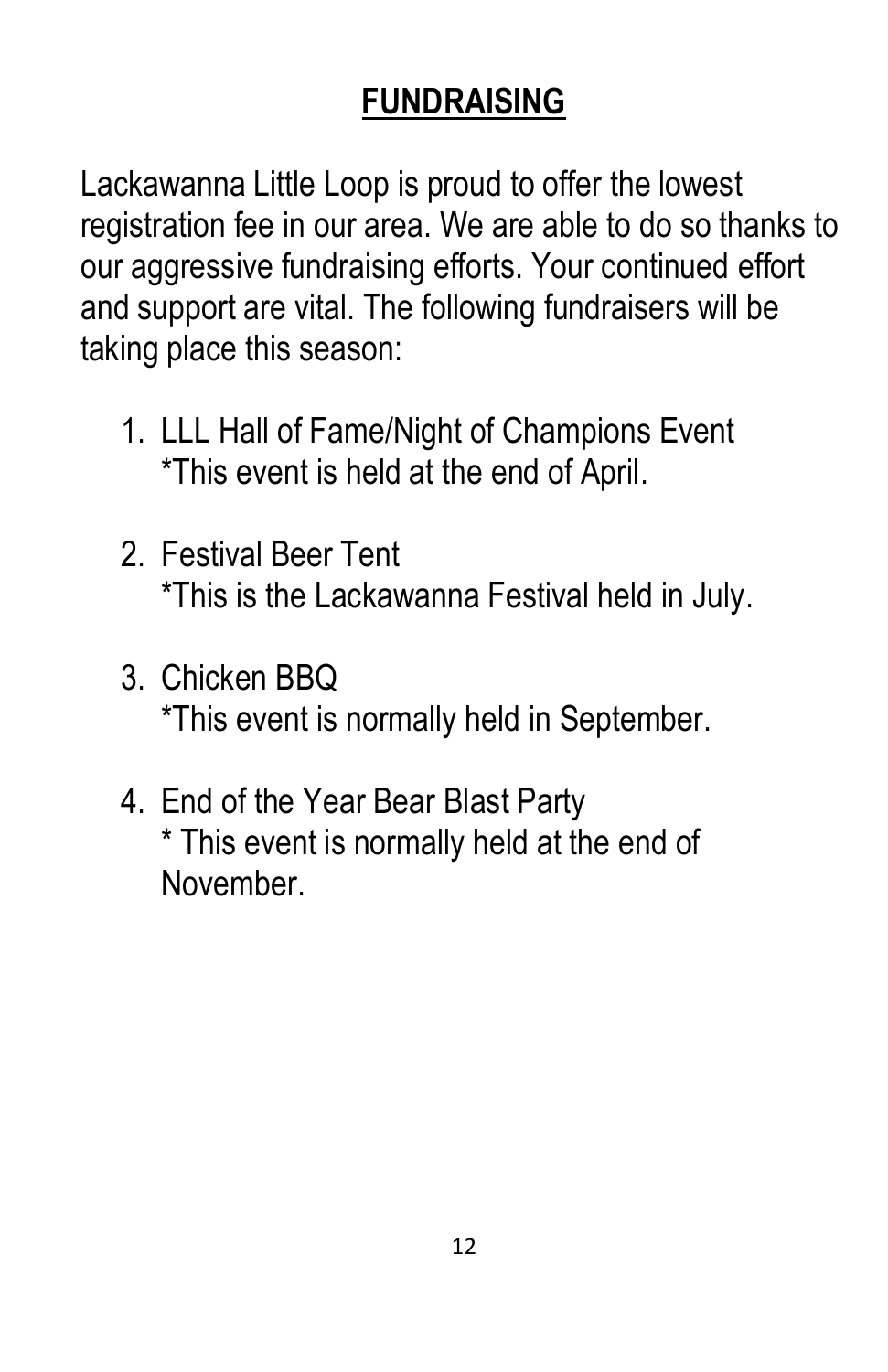# FUNDRAISING

Lackawanna Little Loop is proud to offer the lowest registration fee in our area. We are able to do so thanks to our aggressive fundraising efforts. Your continued effort and support are vital. The following fundraisers will be taking place this season:

1. LLL Hall of Fame/Night of Champions Event
   *This event is held at the end of April.

2. Festival Beer Tent
   *This is the Lackawanna Festival held in July.

3. Chicken BBQ
   *This event is normally held in September.

4. End of the Year Bear Blast Party
   * This event is normally held at the end of November.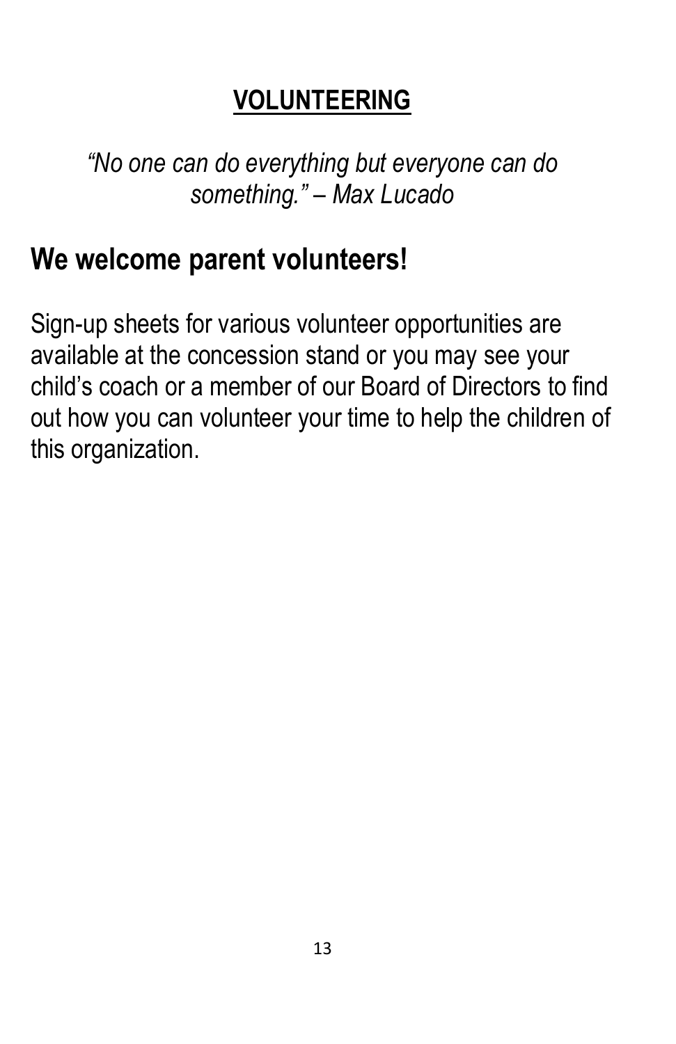# VOLUNTEERING

*"No one can do everything but everyone can do something." – Max Lucado*

## We welcome parent volunteers!

Sign-up sheets for various volunteer opportunities are available at the concession stand or you may see your child's coach or a member of our Board of Directors to find out how you can volunteer your time to help the children of this organization.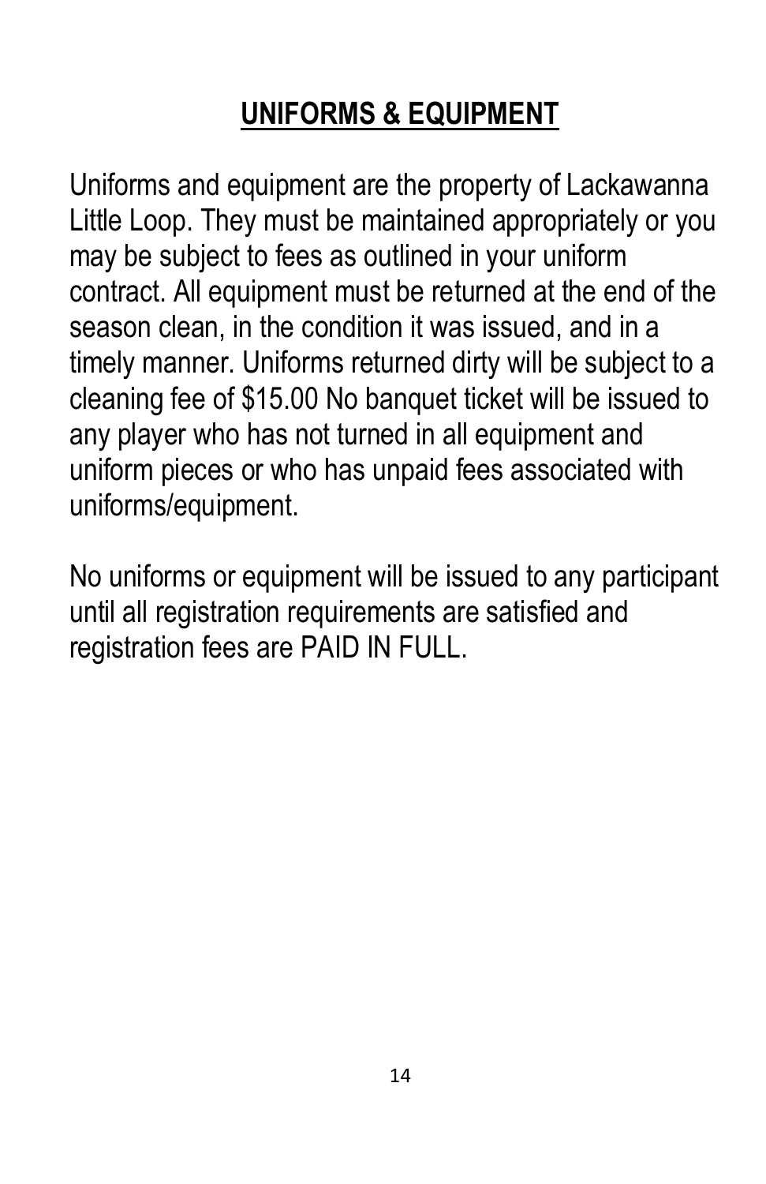## **UNIFORMS & EQUIPMENT**

Uniforms and equipment are the property of Lackawanna Little Loop. They must be maintained appropriately or you may be subject to fees as outlined in your uniform contract. All equipment must be returned at the end of the season clean, in the condition it was issued, and in a timely manner. Uniforms returned dirty will be subject to a cleaning fee of $15.00 No banquet ticket will be issued to any player who has not turned in all equipment and uniform pieces or who has unpaid fees associated with uniforms/equipment.

No uniforms or equipment will be issued to any participant until all registration requirements are satisfied and registration fees are PAID IN FULL.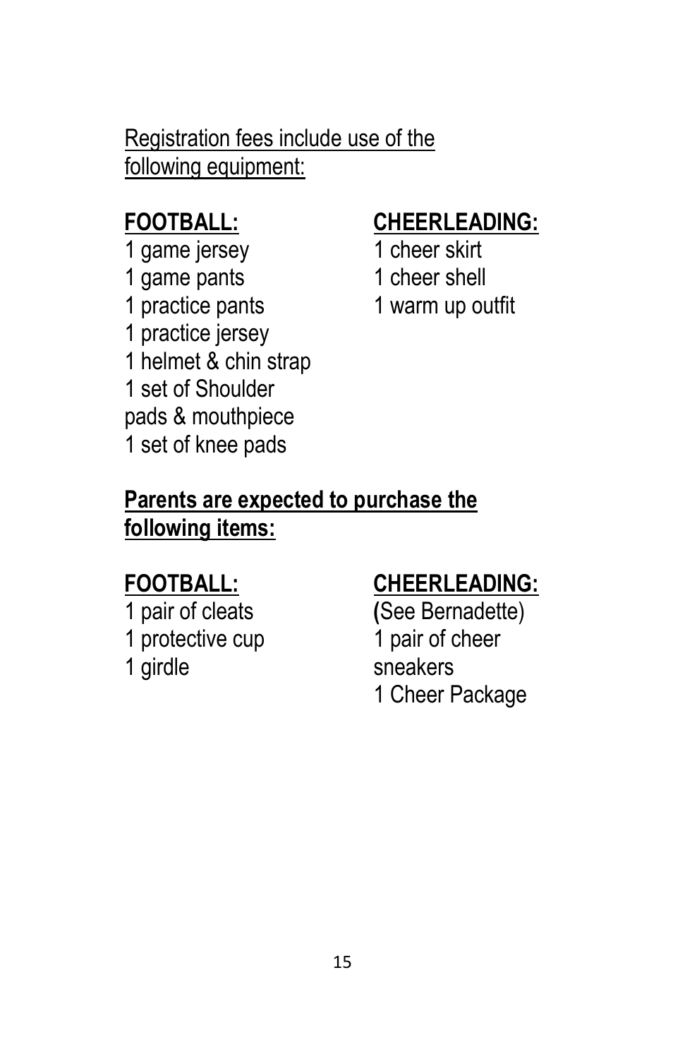Registration fees include use of the following equipment:

**FOOTBALL:**

1 game jersey
1 game pants
1 practice pants
1 practice jersey
1 helmet & chin strap
1 set of Shoulder pads & mouthpiece
1 set of knee pads

**CHEERLEADING:**

1 cheer skirt
1 cheer shell
1 warm up outfit

**Parents are expected to purchase the following items:**

**FOOTBALL:**

1 pair of cleats
1 protective cup
1 girdle

**CHEERLEADING:**

(See Bernadette)
1 pair of cheer sneakers
1 Cheer Package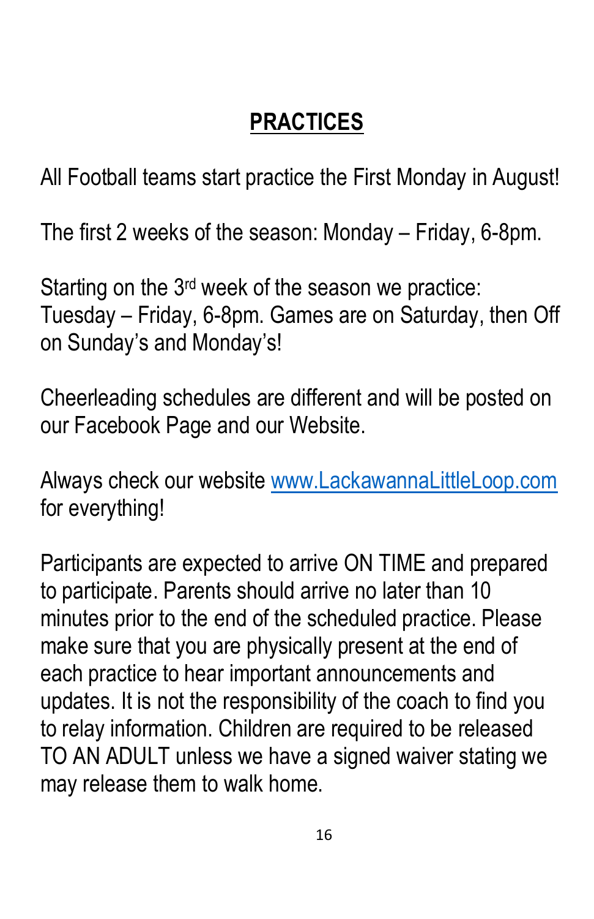# PRACTICES

All Football teams start practice the First Monday in August!

The first 2 weeks of the season: Monday – Friday, 6-8pm.

Starting on the 3rd week of the season we practice: Tuesday – Friday, 6-8pm. Games are on Saturday, then Off on Sunday's and Monday's!

Cheerleading schedules are different and will be posted on our Facebook Page and our Website.

Always check our website [www.LackawannaLittleLoop.com](http://www.LackawannaLittleLoop.com) for everything!

Participants are expected to arrive ON TIME and prepared to participate. Parents should arrive no later than 10 minutes prior to the end of the scheduled practice. Please make sure that you are physically present at the end of each practice to hear important announcements and updates. It is not the responsibility of the coach to find you to relay information. Children are required to be released TO AN ADULT unless we have a signed waiver stating we may release them to walk home.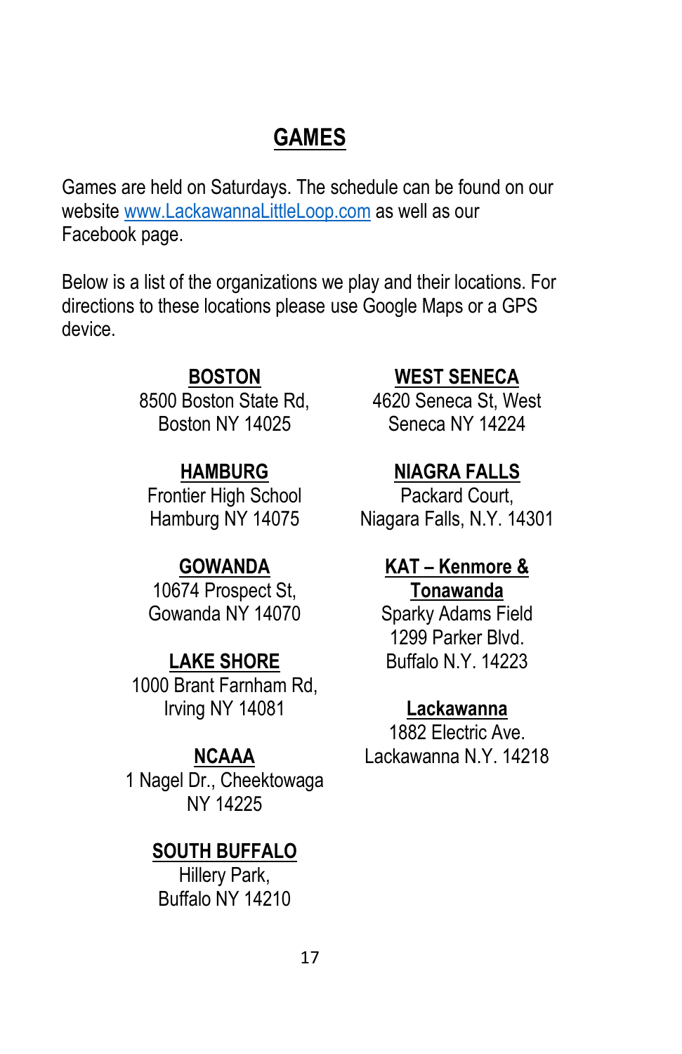# GAMES

Games are held on Saturdays. The schedule can be found on our website www.LackawannaLittleLoop.com as well as our Facebook page.

Below is a list of the organizations we play and their locations. For directions to these locations please use Google Maps or a GPS device.

**BOSTON**
8500 Boston State Rd,
Boston NY 14025

**HAMBURG**
Frontier High School
Hamburg NY 14075

**GOWANDA**
10674 Prospect St,
Gowanda NY 14070

**LAKE SHORE**
1000 Brant Farnham Rd,
Irving NY 14081

**NCAAA**
1 Nagel Dr., Cheektowaga
NY 14225

**SOUTH BUFFALO**
Hillery Park,
Buffalo NY 14210

**WEST SENECA**
4620 Seneca St, West
Seneca NY 14224

**NIAGRA FALLS**
Packard Court,
Niagara Falls, N.Y. 14301

**KAT – Kenmore & Tonawanda**
Sparky Adams Field
1299 Parker Blvd.
Buffalo N.Y. 14223

**Lackawanna**
1882 Electric Ave.
Lackawanna N.Y. 14218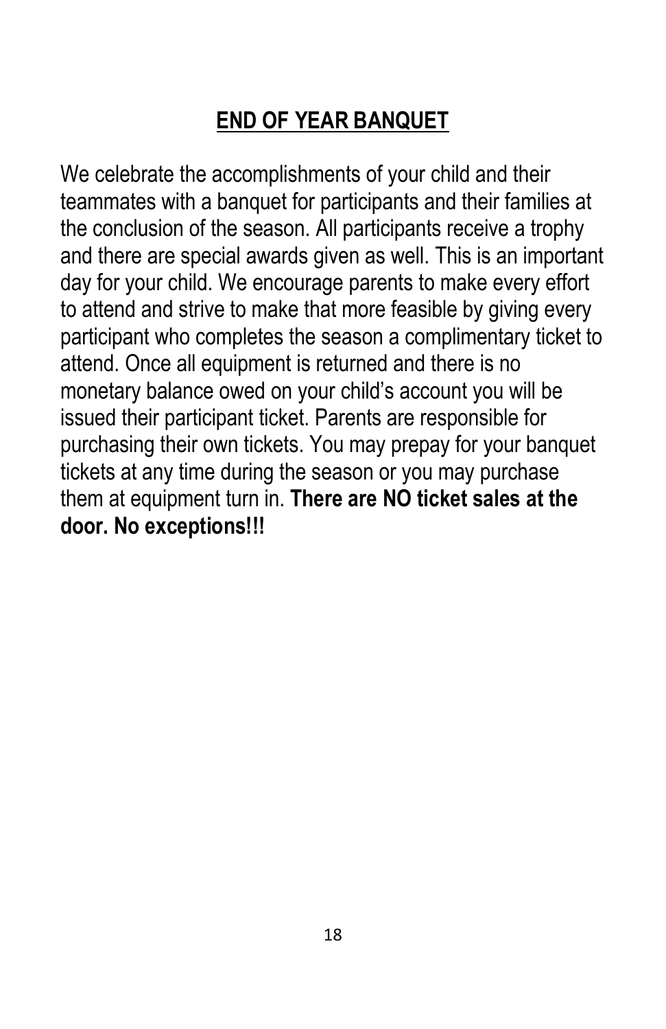## END OF YEAR BANQUET

We celebrate the accomplishments of your child and their teammates with a banquet for participants and their families at the conclusion of the season. All participants receive a trophy and there are special awards given as well. This is an important day for your child. We encourage parents to make every effort to attend and strive to make that more feasible by giving every participant who completes the season a complimentary ticket to attend. Once all equipment is returned and there is no monetary balance owed on your child's account you will be issued their participant ticket. Parents are responsible for purchasing their own tickets. You may prepay for your banquet tickets at any time during the season or you may purchase them at equipment turn in. **There are NO ticket sales at the door. No exceptions!!!**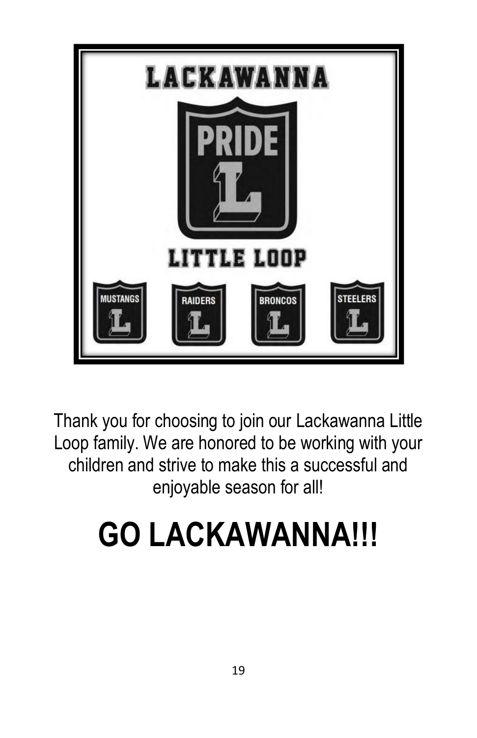LACKAWANNA

PRIDE

L

LITTLE LOOP

MUSTANGS

RAIDERS

BRONCOS

STEELERS

Thank you for choosing to join our Lackawanna Little Loop family. We are honored to be working with your children and strive to make this a successful and enjoyable season for all!

# GO LACKAWANNA!!!